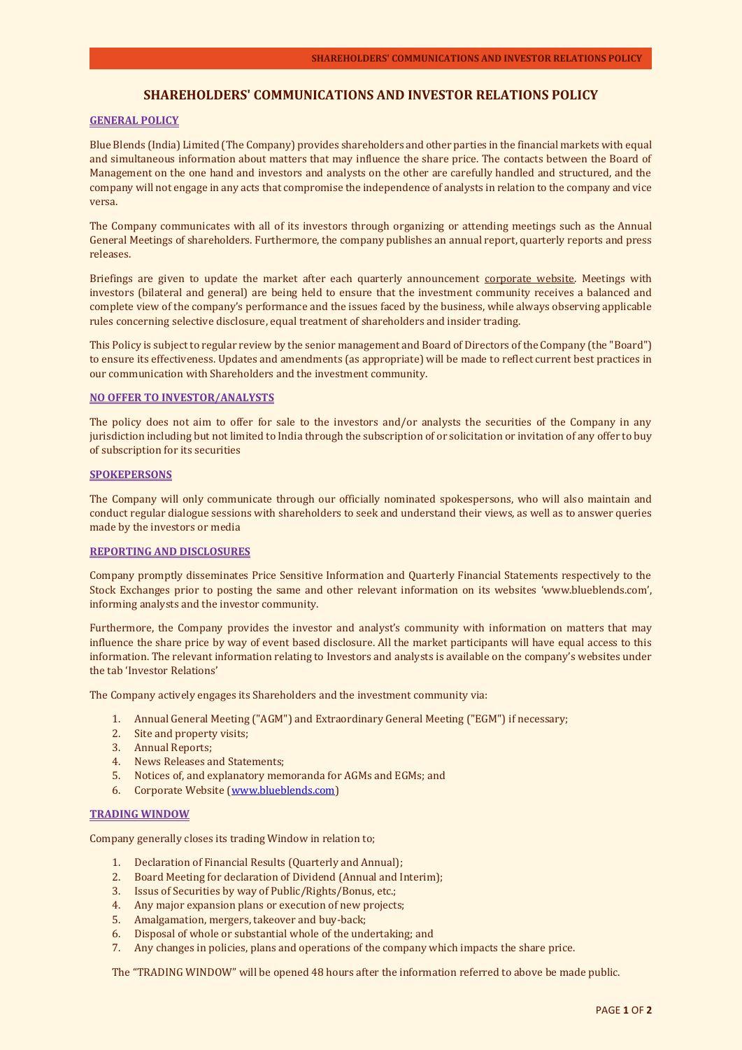# SHAREHOLDERS' COMMUNICATIONS AND INVESTOR RELATIONS POLICY

## GENERAL POLICY

Blue Blends (India) Limited (The Company) provides shareholders and other parties in the financial markets with equal and simultaneous information about matters that may influence the share price. The contacts between the Board of Management on the one hand and investors and analysts on the other are carefully handled and structured, and the company will not engage in any acts that compromise the independence of analysts in relation to the company and vice versa.

The Company communicates with all of its investors through organizing or attending meetings such as the Annual General Meetings of shareholders. Furthermore, the company publishes an annual report, quarterly reports and press releases.

Briefings are given to update the market after each quarterly announcement corporate website. Meetings with investors (bilateral and general) are being held to ensure that the investment community receives a balanced and complete view of the company's performance and the issues faced by the business, while always observing applicable rules concerning selective disclosure, equal treatment of shareholders and insider trading.

This Policy is subject to regular review by the senior management and Board of Directors of the Company (the "Board") to ensure its effectiveness. Updates and amendments (as appropriate) will be made to reflect current best practices in our communication with Shareholders and the investment community.

## NO OFFER TO INVESTOR/ANALYSTS

The policy does not aim to offer for sale to the investors and/or analysts the securities of the Company in any jurisdiction including but not limited to India through the subscription of or solicitation or invitation of any offer to buy of subscription for its securities

## SPOKEPERSONS

The Company will only communicate through our officially nominated spokespersons, who will also maintain and conduct regular dialogue sessions with shareholders to seek and understand their views, as well as to answer queries made by the investors or media

## REPORTING AND DISCLOSURES

Company promptly disseminates Price Sensitive Information and Quarterly Financial Statements respectively to the Stock Exchanges prior to posting the same and other relevant information on its websites 'www.blueblends.com', informing analysts and the investor community.

Furthermore, the Company provides the investor and analyst's community with information on matters that may influence the share price by way of event based disclosure. All the market participants will have equal access to this information. The relevant information relating to Investors and analysts is available on the company's websites under the tab 'Investor Relations'

The Company actively engages its Shareholders and the investment community via:

1. Annual General Meeting ("AGM") and Extraordinary General Meeting ("EGM") if necessary;
2. Site and property visits;
3. Annual Reports;
4. News Releases and Statements;
5. Notices of, and explanatory memoranda for AGMs and EGMs; and
6. Corporate Website (www.blueblends.com)

## TRADING WINDOW

Company generally closes its trading Window in relation to;

1. Declaration of Financial Results (Quarterly and Annual);
2. Board Meeting for declaration of Dividend (Annual and Interim);
3. Issus of Securities by way of Public/Rights/Bonus, etc.;
4. Any major expansion plans or execution of new projects;
5. Amalgamation, mergers, takeover and buy-back;
6. Disposal of whole or substantial whole of the undertaking; and
7. Any changes in policies, plans and operations of the company which impacts the share price.

The "TRADING WINDOW" will be opened 48 hours after the information referred to above be made public.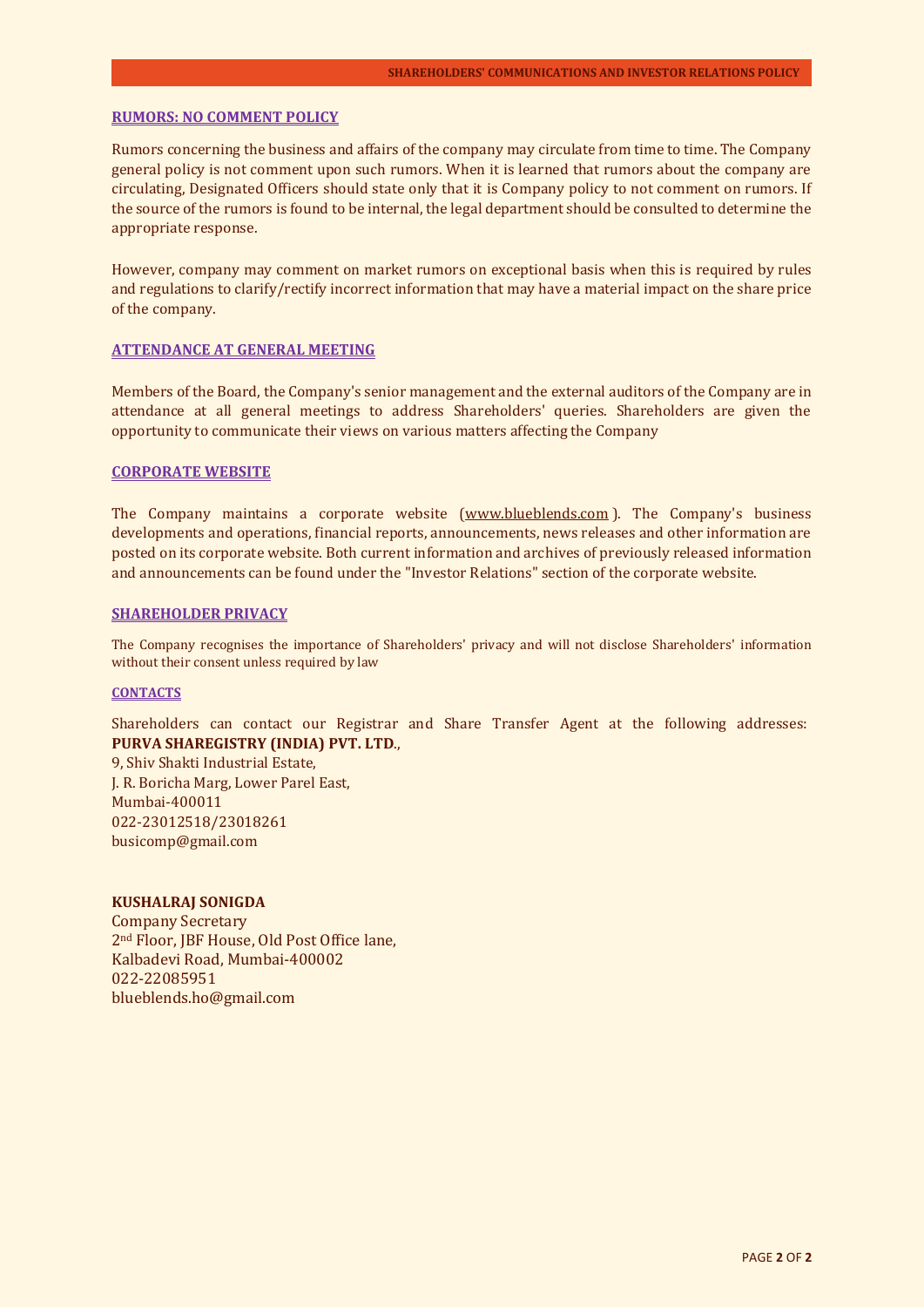## RUMORS: NO COMMENT POLICY

Rumors concerning the business and affairs of the company may circulate from time to time. The Company general policy is not comment upon such rumors. When it is learned that rumors about the company are circulating, Designated Officers should state only that it is Company policy to not comment on rumors. If the source of the rumors is found to be internal, the legal department should be consulted to determine the appropriate response.

However, company may comment on market rumors on exceptional basis when this is required by rules and regulations to clarify/rectify incorrect information that may have a material impact on the share price of the company.

## ATTENDANCE AT GENERAL MEETING

Members of the Board, the Company's senior management and the external auditors of the Company are in attendance at all general meetings to address Shareholders' queries. Shareholders are given the opportunity to communicate their views on various matters affecting the Company

## CORPORATE WEBSITE

The Company maintains a corporate website (www.blueblends.com ). The Company's business developments and operations, financial reports, announcements, news releases and other information are posted on its corporate website. Both current information and archives of previously released information and announcements can be found under the "Investor Relations" section of the corporate website.

## SHAREHOLDER PRIVACY

The Company recognises the importance of Shareholders' privacy and will not disclose Shareholders' information without their consent unless required by law

## CONTACTS

Shareholders can contact our Registrar and Share Transfer Agent at the following addresses:
**PURVA SHAREGISTRY (INDIA) PVT. LTD**.,
9, Shiv Shakti Industrial Estate,
J. R. Boricha Marg, Lower Parel East,
Mumbai-400011
022-23012518/23018261
busicomp@gmail.com

**KUSHALRAJ SONIGDA**
Company Secretary
2nd Floor, JBF House, Old Post Office lane,
Kalbadevi Road, Mumbai-400002
022-22085951
blueblends.ho@gmail.com